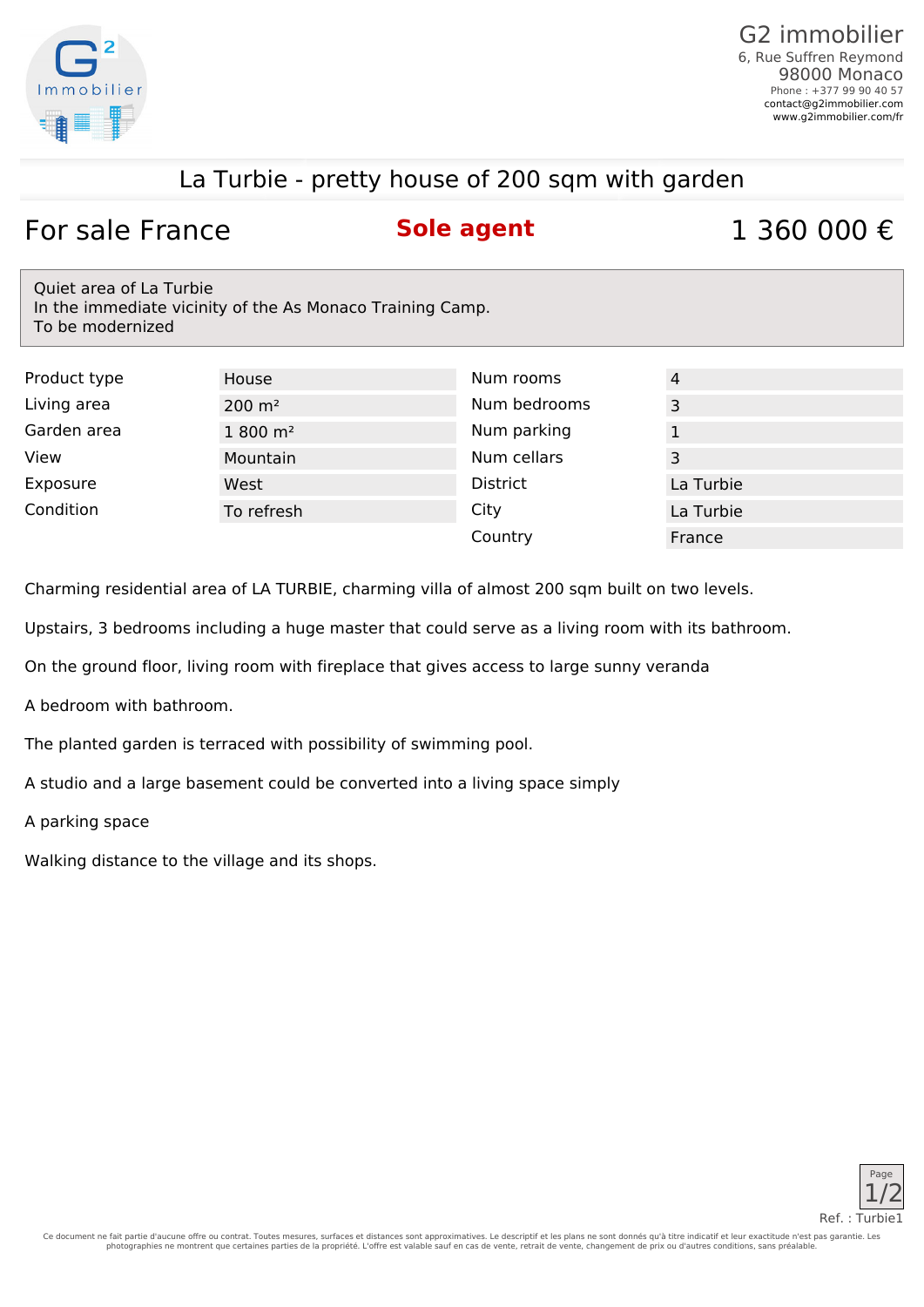G2 immobilier
6, Rue Suffren Reymond
98000 Monaco
Phone : +377 99 90 40 57
contact@g2immobilier.com
www.g2immobilier.com/fr

# La Turbie - pretty house of 200 sqm with garden

**For sale France** | **Sole agent** | **1 360 000 €**

Quiet area of La Turbie
In the immediate vicinity of the As Monaco Training Camp.
To be modernized

| | | | |
|---|---|---|---|
| Product type | House | Num rooms | 4 |
| Living area | 200 m² | Num bedrooms | 3 |
| Garden area | 1 800 m² | Num parking | 1 |
| View | Mountain | Num cellars | 3 |
| Exposure | West | District | La Turbie |
| Condition | To refresh | City | La Turbie |
| | | Country | France |

Charming residential area of LA TURBIE, charming villa of almost 200 sqm built on two levels.

Upstairs, 3 bedrooms including a huge master that could serve as a living room with its bathroom.

On the ground floor, living room with fireplace that gives access to large sunny veranda

A bedroom with bathroom.

The planted garden is terraced with possibility of swimming pool.

A studio and a large basement could be converted into a living space simply

A parking space

Walking distance to the village and its shops.

Ref. : Turbie1

Ce document ne fait partie d'aucune offre ou contrat. Toutes mesures, surfaces et distances sont approximatives. Le descriptif et les plans ne sont donnés qu'à titre indicatif et leur exactitude n'est pas garantie. Les photographies ne montrent que certaines parties de la propriété. L'offre est valable sauf en cas de vente, retrait de vente, changement de prix ou d'autres conditions, sans préalable.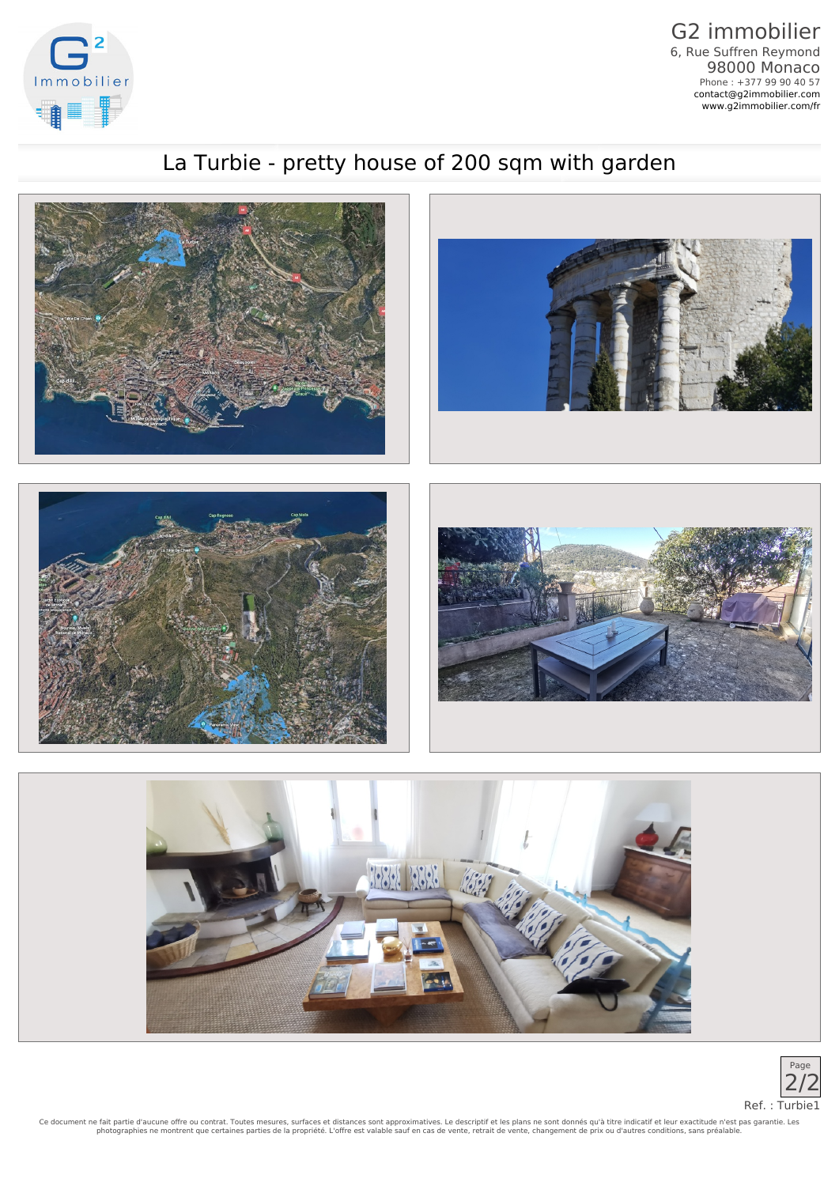G2 immobilier
6, Rue Suffren Reymond
98000 Monaco
Phone : +377 99 90 40 57
contact@g2immobilier.com
www.g2immobilier.com/fr

# La Turbie - pretty house of 200 sqm with garden

Ref. : Turbie1

Ce document ne fait partie d'aucune offre ou contrat. Toutes mesures, surfaces et distances sont approximatives. Le descriptif et les plans ne sont donnés qu'à titre indicatif et leur exactitude n'est pas garantie. Les photographies ne montrent que certaines parties de la propriété. L'offre est valable sauf en cas de vente, retrait de vente, changement de prix ou d'autres conditions, sans préalable.